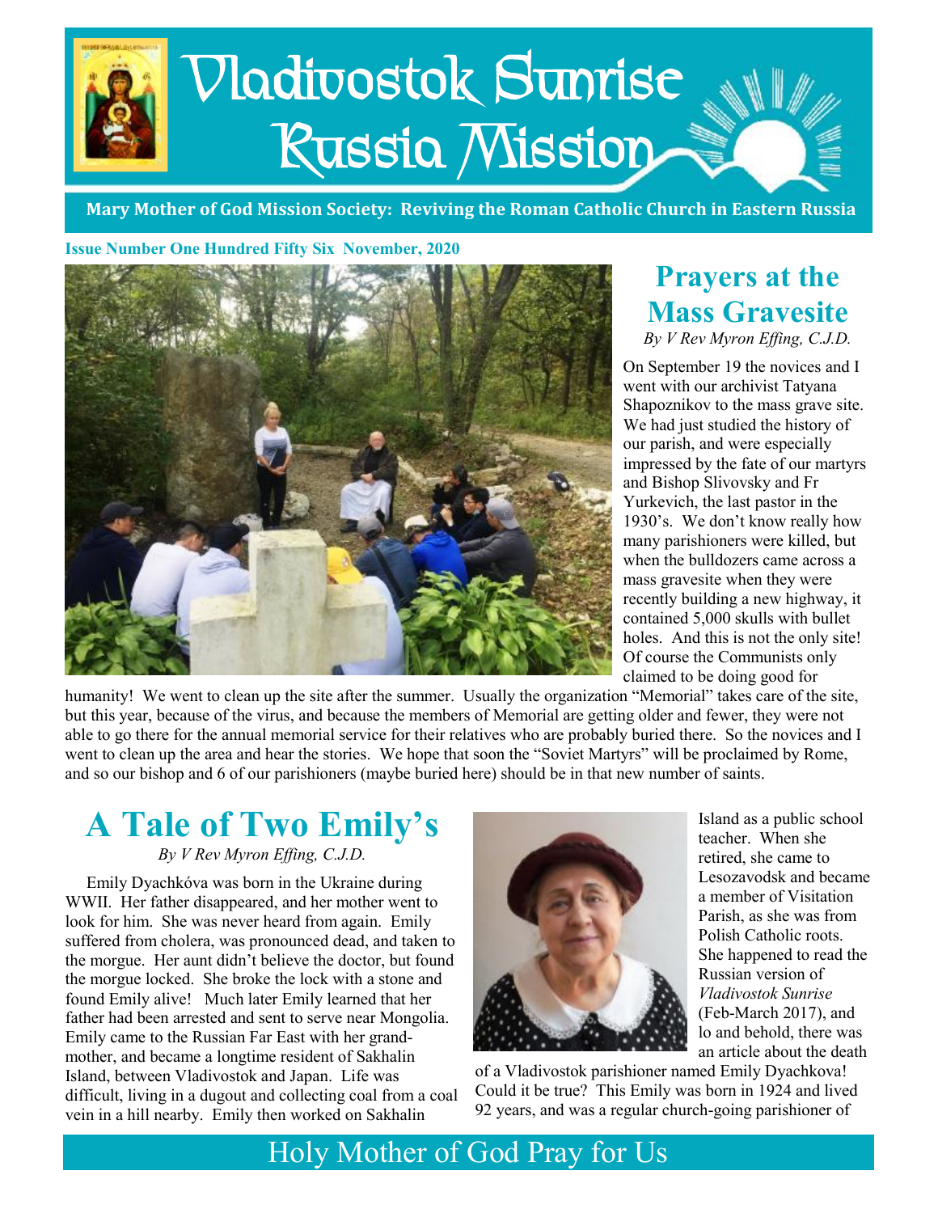# Vladivostok Sunrise Russia Mission

**Mary Mother of God Mission Society: Reviving the Roman Catholic Church in Eastern Russia**

**Issue Number One Hundred Fifty Six November, 2020**

## Prayers at the Mass Gravesite

*By V Rev Myron Effing, C.J.D.*

On September 19 the novices and I went with our archivist Tatyana Shapoznikov to the mass grave site. We had just studied the history of our parish, and were especially impressed by the fate of our martyrs and Bishop Slivovsky and Fr Yurkevich, the last pastor in the 1930's. We don't know really how many parishioners were killed, but when the bulldozers came across a mass gravesite when they were recently building a new highway, it contained 5,000 skulls with bullet holes. And this is not the only site! Of course the Communists only claimed to be doing good for humanity! We went to clean up the site after the summer. Usually the organization "Memorial" takes care of the site, but this year, because of the virus, and because the members of Memorial are getting older and fewer, they were not able to go there for the annual memorial service for their relatives who are probably buried there. So the novices and I went to clean up the area and hear the stories. We hope that soon the "Soviet Martyrs" will be proclaimed by Rome, and so our bishop and 6 of our parishioners (maybe buried here) should be in that new number of saints.

## A Tale of Two Emily's

*By V Rev Myron Effing, C.J.D.*

Emily Dyachkóva was born in the Ukraine during WWII. Her father disappeared, and her mother went to look for him. She was never heard from again. Emily suffered from cholera, was pronounced dead, and taken to the morgue. Her aunt didn't believe the doctor, but found the morgue locked. She broke the lock with a stone and found Emily alive! Much later Emily learned that her father had been arrested and sent to serve near Mongolia. Emily came to the Russian Far East with her grandmother, and became a longtime resident of Sakhalin Island, between Vladivostok and Japan. Life was difficult, living in a dugout and collecting coal from a coal vein in a hill nearby. Emily then worked on Sakhalin Island as a public school teacher. When she retired, she came to Lesozavodsk and became a member of Visitation Parish, as she was from Polish Catholic roots. She happened to read the Russian version of *Vladivostok Sunrise* (Feb-March 2017), and lo and behold, there was an article about the death of a Vladivostok parishioner named Emily Dyachkova! Could it be true? This Emily was born in 1924 and lived 92 years, and was a regular church-going parishioner of

Holy Mother of God Pray for Us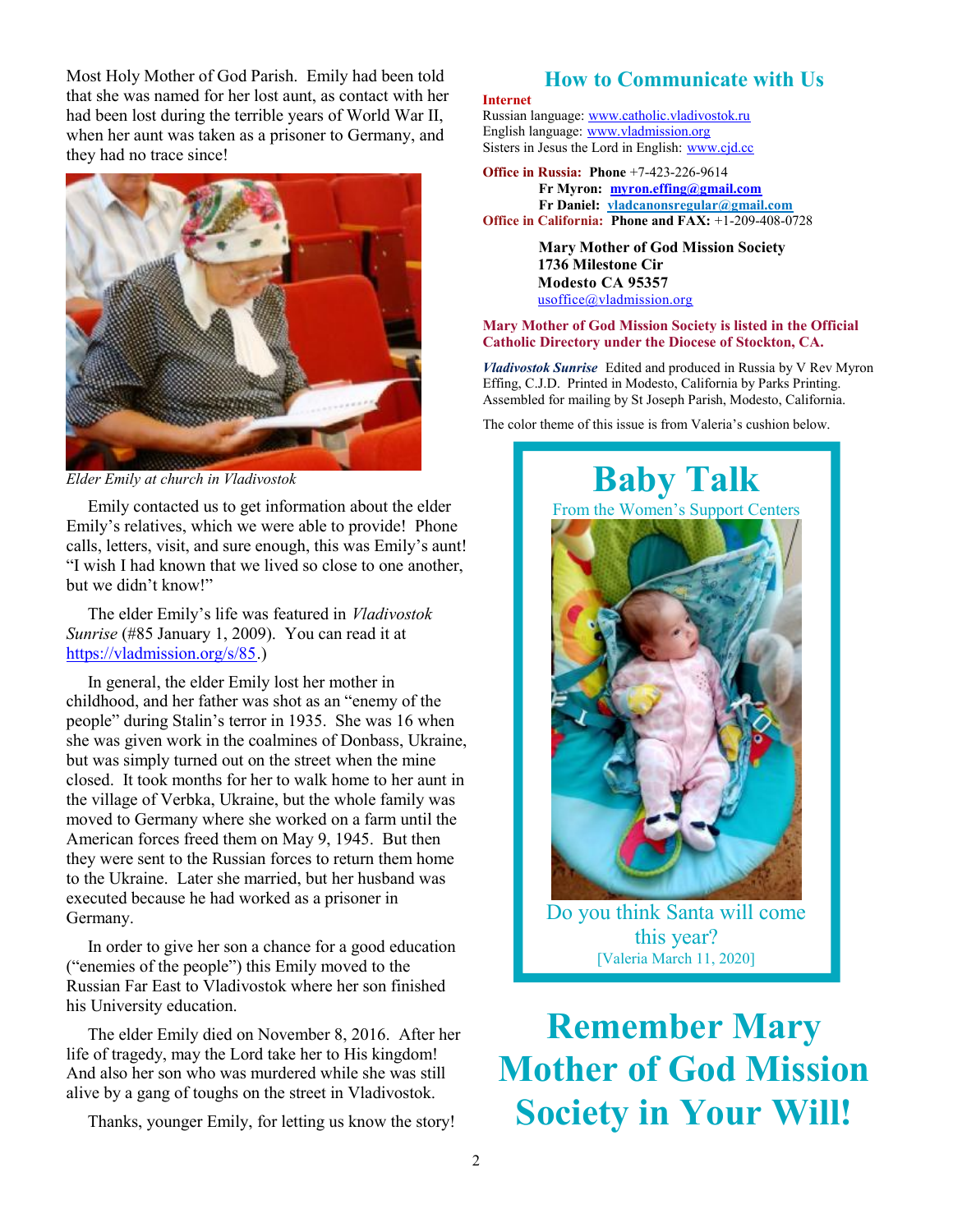Most Holy Mother of God Parish. Emily had been told that she was named for her lost aunt, as contact with her had been lost during the terrible years of World War II, when her aunt was taken as a prisoner to Germany, and they had no trace since!

*Elder Emily at church in Vladivostok*

Emily contacted us to get information about the elder Emily's relatives, which we were able to provide! Phone calls, letters, visit, and sure enough, this was Emily's aunt! "I wish I had known that we lived so close to one another, but we didn't know!"

The elder Emily's life was featured in *Vladivostok Sunrise* (#85 January 1, 2009). You can read it at https://vladmission.org/s/85.)

In general, the elder Emily lost her mother in childhood, and her father was shot as an "enemy of the people" during Stalin's terror in 1935. She was 16 when she was given work in the coalmines of Donbass, Ukraine, but was simply turned out on the street when the mine closed. It took months for her to walk home to her aunt in the village of Verbka, Ukraine, but the whole family was moved to Germany where she worked on a farm until the American forces freed them on May 9, 1945. But then they were sent to the Russian forces to return them home to the Ukraine. Later she married, but her husband was executed because he had worked as a prisoner in Germany.

In order to give her son a chance for a good education ("enemies of the people") this Emily moved to the Russian Far East to Vladivostok where her son finished his University education.

The elder Emily died on November 8, 2016. After her life of tragedy, may the Lord take her to His kingdom! And also her son who was murdered while she was still alive by a gang of toughs on the street in Vladivostok.

Thanks, younger Emily, for letting us know the story!

## How to Communicate with Us

**Internet**

Russian language: www.catholic.vladivostok.ru
English language: www.vladmission.org
Sisters in Jesus the Lord in English: www.cjd.cc

**Office in Russia:** **Phone** +7-423-226-9614
**Fr Myron:** **myron.effing@gmail.com**
**Fr Daniel:** **vladcanonsregular@gmail.com**

**Office in California:** **Phone and FAX:** +1-209-408-0728

**Mary Mother of God Mission Society**
**1736 Milestone Cir**
**Modesto CA 95357**
usoffice@vladmission.org

**Mary Mother of God Mission Society is listed in the Official Catholic Directory under the Diocese of Stockton, CA.**

***Vladivostok Sunrise*** Edited and produced in Russia by V Rev Myron Effing, C.J.D. Printed in Modesto, California by Parks Printing. Assembled for mailing by St Joseph Parish, Modesto, California.

The color theme of this issue is from Valeria's cushion below.

## Baby Talk

From the Women's Support Centers

Do you think Santa will come this year?
[Valeria March 11, 2020]

# Remember Mary Mother of God Mission Society in Your Will!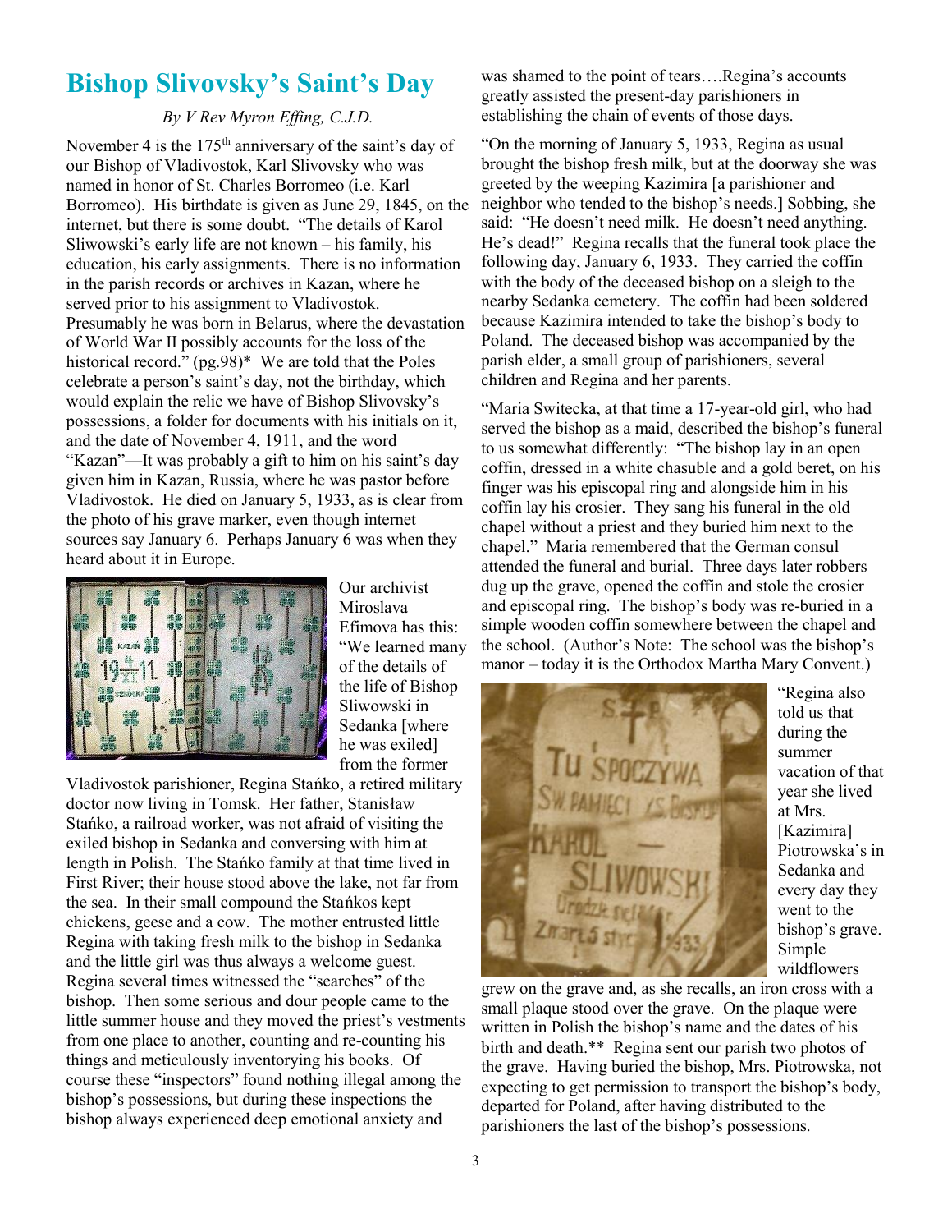# Bishop Slivovsky's Saint's Day

*By V Rev Myron Effing, C.J.D.*

November 4 is the 175th anniversary of the saint's day of our Bishop of Vladivostok, Karl Slivovsky who was named in honor of St. Charles Borromeo (i.e. Karl Borromeo). His birthdate is given as June 29, 1845, on the internet, but there is some doubt. "The details of Karol Sliwowski's early life are not known – his family, his education, his early assignments. There is no information in the parish records or archives in Kazan, where he served prior to his assignment to Vladivostok. Presumably he was born in Belarus, where the devastation of World War II possibly accounts for the loss of the historical record." (pg.98)* We are told that the Poles celebrate a person's saint's day, not the birthday, which would explain the relic we have of Bishop Slivovsky's possessions, a folder for documents with his initials on it, and the date of November 4, 1911, and the word "Kazan"—It was probably a gift to him on his saint's day given him in Kazan, Russia, where he was pastor before Vladivostok. He died on January 5, 1933, as is clear from the photo of his grave marker, even though internet sources say January 6. Perhaps January 6 was when they heard about it in Europe.

Our archivist Miroslava Efimova has this: "We learned many of the details of the life of Bishop Sliwowski in Sedanka [where he was exiled] from the former Vladivostok parishioner, Regina Stańko, a retired military doctor now living in Tomsk. Her father, Stanisław Stańko, a railroad worker, was not afraid of visiting the exiled bishop in Sedanka and conversing with him at length in Polish. The Stańko family at that time lived in First River; their house stood above the lake, not far from the sea. In their small compound the Stańkos kept chickens, geese and a cow. The mother entrusted little Regina with taking fresh milk to the bishop in Sedanka and the little girl was thus always a welcome guest. Regina several times witnessed the "searches" of the bishop. Then some serious and dour people came to the little summer house and they moved the priest's vestments from one place to another, counting and re-counting his things and meticulously inventorying his books. Of course these "inspectors" found nothing illegal among the bishop's possessions, but during these inspections the bishop always experienced deep emotional anxiety and was shamed to the point of tears….Regina's accounts greatly assisted the present-day parishioners in establishing the chain of events of those days.

"On the morning of January 5, 1933, Regina as usual brought the bishop fresh milk, but at the doorway she was greeted by the weeping Kazimira [a parishioner and neighbor who tended to the bishop's needs.] Sobbing, she said: "He doesn't need milk. He doesn't need anything. He's dead!" Regina recalls that the funeral took place the following day, January 6, 1933. They carried the coffin with the body of the deceased bishop on a sleigh to the nearby Sedanka cemetery. The coffin had been soldered because Kazimira intended to take the bishop's body to Poland. The deceased bishop was accompanied by the parish elder, a small group of parishioners, several children and Regina and her parents.

"Maria Switecka, at that time a 17-year-old girl, who had served the bishop as a maid, described the bishop's funeral to us somewhat differently: "The bishop lay in an open coffin, dressed in a white chasuble and a gold beret, on his finger was his episcopal ring and alongside him in his coffin lay his crosier. They sang his funeral in the old chapel without a priest and they buried him next to the chapel." Maria remembered that the German consul attended the funeral and burial. Three days later robbers dug up the grave, opened the coffin and stole the crosier and episcopal ring. The bishop's body was re-buried in a simple wooden coffin somewhere between the chapel and the school. (Author's Note: The school was the bishop's manor – today it is the Orthodox Martha Mary Convent.)

"Regina also told us that during the summer vacation of that year she lived at Mrs. [Kazimira] Piotrowska's in Sedanka and every day they went to the bishop's grave. Simple wildflowers grew on the grave and, as she recalls, an iron cross with a small plaque stood over the grave. On the plaque were written in Polish the bishop's name and the dates of his birth and death.** Regina sent our parish two photos of the grave. Having buried the bishop, Mrs. Piotrowska, not expecting to get permission to transport the bishop's body, departed for Poland, after having distributed to the parishioners the last of the bishop's possessions.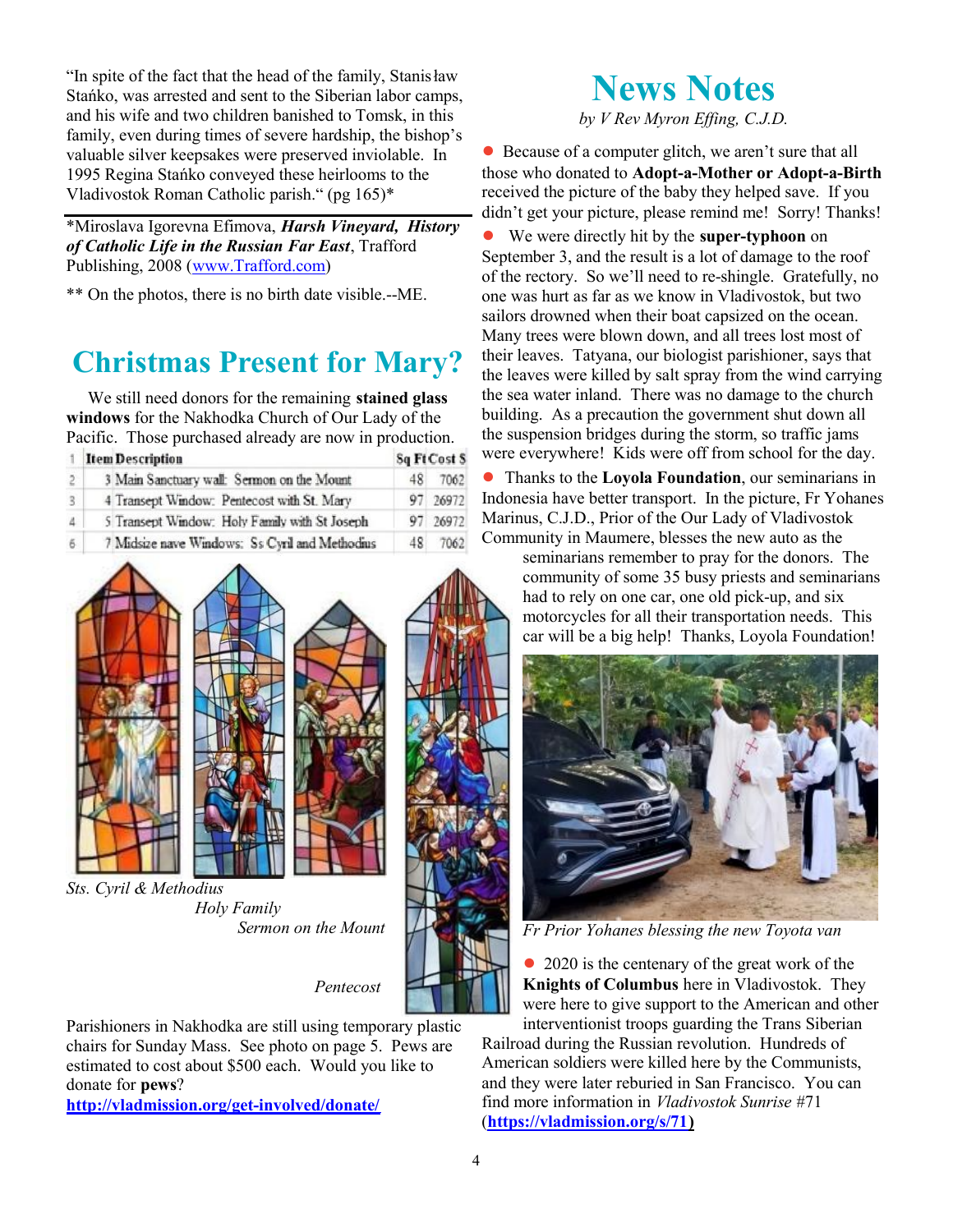"In spite of the fact that the head of the family, Stanisław Stańko, was arrested and sent to the Siberian labor camps, and his wife and two children banished to Tomsk, in this family, even during times of severe hardship, the bishop's valuable silver keepsakes were preserved inviolable. In 1995 Regina Stańko conveyed these heirlooms to the Vladivostok Roman Catholic parish." (pg 165)*

---

*Miroslava Igorevna Efimova, ***Harsh Vineyard, History of Catholic Life in the Russian Far East***, Trafford Publishing, 2008 (www.Trafford.com)

** On the photos, there is no birth date visible.--ME.

## Christmas Present for Mary?

We still need donors for the remaining **stained glass windows** for the Nakhodka Church of Our Lady of the Pacific. Those purchased already are now in production.

| Item Description | Sq Ft | Cost $ |
|---|---|---|
| 3 Main Sanctuary wall: Sermon on the Mount | 48 | 7062 |
| 4 Transept Window: Pentecost with St. Mary | 97 | 26972 |
| 5 Transept Window: Holy Family with St Joseph | 97 | 26972 |
| 7 Midsize nave Windows: Ss Cyril and Methodius | 48 | 7062 |

*Sts. Cyril & Methodius*

*Holy Family*

*Sermon on the Mount*

*Pentecost*

Parishioners in Nakhodka are still using temporary plastic chairs for Sunday Mass. See photo on page 5. Pews are estimated to cost about $500 each. Would you like to donate for **pews**?
**http://vladmission.org/get-involved/donate/**

# News Notes

*by V Rev Myron Effing, C.J.D.*

- Because of a computer glitch, we aren't sure that all those who donated to **Adopt-a-Mother or Adopt-a-Birth** received the picture of the baby they helped save. If you didn't get your picture, please remind me! Sorry! Thanks!

- We were directly hit by the **super-typhoon** on September 3, and the result is a lot of damage to the roof of the rectory. So we'll need to re-shingle. Gratefully, no one was hurt as far as we know in Vladivostok, but two sailors drowned when their boat capsized on the ocean. Many trees were blown down, and all trees lost most of their leaves. Tatyana, our biologist parishioner, says that the leaves were killed by salt spray from the wind carrying the sea water inland. There was no damage to the church building. As a precaution the government shut down all the suspension bridges during the storm, so traffic jams were everywhere! Kids were off from school for the day.

- Thanks to the **Loyola Foundation**, our seminarians in Indonesia have better transport. In the picture, Fr Yohanes Marinus, C.J.D., Prior of the Our Lady of Vladivostok Community in Maumere, blesses the new auto as the seminarians remember to pray for the donors. The community of some 35 busy priests and seminarians had to rely on one car, one old pick-up, and six motorcycles for all their transportation needs. This car will be a big help! Thanks, Loyola Foundation!

*Fr Prior Yohanes blessing the new Toyota van*

- 2020 is the centenary of the great work of the **Knights of Columbus** here in Vladivostok. They were here to give support to the American and other interventionist troops guarding the Trans Siberian Railroad during the Russian revolution. Hundreds of American soldiers were killed here by the Communists, and they were later reburied in San Francisco. You can find more information in *Vladivostok Sunrise* #71 (**https://vladmission.org/s/71**)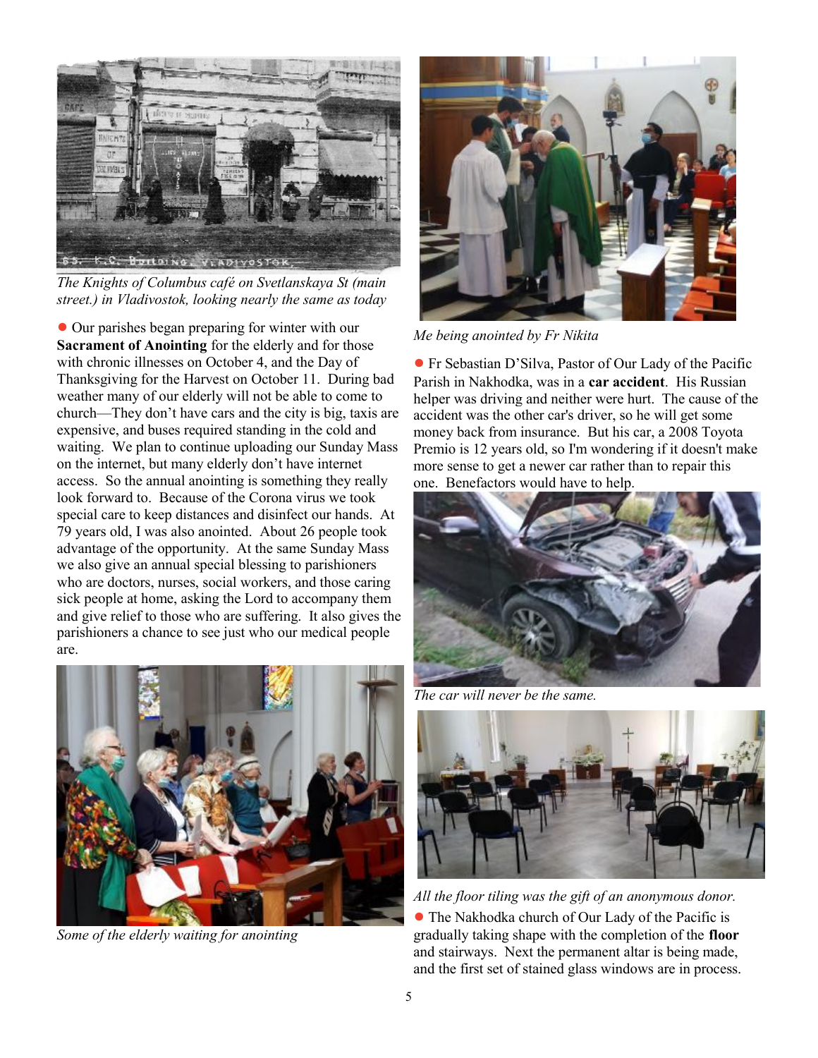*The Knights of Columbus café on Svetlanskaya St (main street.) in Vladivostok, looking nearly the same as today*

● Our parishes began preparing for winter with our **Sacrament of Anointing** for the elderly and for those with chronic illnesses on October 4, and the Day of Thanksgiving for the Harvest on October 11. During bad weather many of our elderly will not be able to come to church—They don't have cars and the city is big, taxis are expensive, and buses required standing in the cold and waiting. We plan to continue uploading our Sunday Mass on the internet, but many elderly don't have internet access. So the annual anointing is something they really look forward to. Because of the Corona virus we took special care to keep distances and disinfect our hands. At 79 years old, I was also anointed. About 26 people took advantage of the opportunity. At the same Sunday Mass we also give an annual special blessing to parishioners who are doctors, nurses, social workers, and those caring sick people at home, asking the Lord to accompany them and give relief to those who are suffering. It also gives the parishioners a chance to see just who our medical people are.

*Some of the elderly waiting for anointing*

*Me being anointed by Fr Nikita*

● Fr Sebastian D'Silva, Pastor of Our Lady of the Pacific Parish in Nakhodka, was in a **car accident**. His Russian helper was driving and neither were hurt. The cause of the accident was the other car's driver, so he will get some money back from insurance. But his car, a 2008 Toyota Premio is 12 years old, so I'm wondering if it doesn't make more sense to get a newer car rather than to repair this one. Benefactors would have to help.

*The car will never be the same.*

*All the floor tiling was the gift of an anonymous donor.*

● The Nakhodka church of Our Lady of the Pacific is gradually taking shape with the completion of the **floor** and stairways. Next the permanent altar is being made, and the first set of stained glass windows are in process.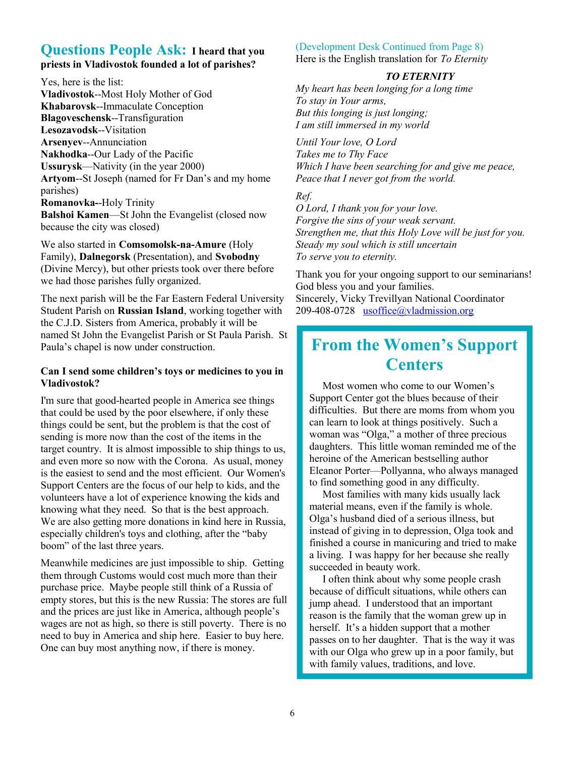## Questions People Ask: I heard that you priests in Vladivostok founded a lot of parishes?

Yes, here is the list:
**Vladivostok**--Most Holy Mother of God
**Khabarovsk**--Immaculate Conception
**Blagoveschensk**--Transfiguration
**Lesozavodsk**--Visitation
**Arsenyev**--Annunciation
**Nakhodka**--Our Lady of the Pacific
**Ussurysk**—Nativity (in the year 2000)
**Artyom**--St Joseph (named for Fr Dan's and my home parishes)
**Romanovka--**Holy Trinity
**Balshoi Kamen**—St John the Evangelist (closed now because the city was closed)

We also started in **Comsomolsk-na-Amure** (Holy Family), **Dalnegorsk** (Presentation), and **Svobodny** (Divine Mercy), but other priests took over there before we had those parishes fully organized.

The next parish will be the Far Eastern Federal University Student Parish on **Russian Island**, working together with the C.J.D. Sisters from America, probably it will be named St John the Evangelist Parish or St Paula Parish. St Paula's chapel is now under construction.

**Can I send some children's toys or medicines to you in Vladivostok?**

I'm sure that good-hearted people in America see things that could be used by the poor elsewhere, if only these things could be sent, but the problem is that the cost of sending is more now than the cost of the items in the target country. It is almost impossible to ship things to us, and even more so now with the Corona. As usual, money is the easiest to send and the most efficient. Our Women's Support Centers are the focus of our help to kids, and the volunteers have a lot of experience knowing the kids and knowing what they need. So that is the best approach. We are also getting more donations in kind here in Russia, especially children's toys and clothing, after the "baby boom" of the last three years.

Meanwhile medicines are just impossible to ship. Getting them through Customs would cost much more than their purchase price. Maybe people still think of a Russia of empty stores, but this is the new Russia: The stores are full and the prices are just like in America, although people's wages are not as high, so there is still poverty. There is no need to buy in America and ship here. Easier to buy here. One can buy most anything now, if there is money.

(Development Desk Continued from Page 8)
Here is the English translation for *To Eternity*

***TO ETERNITY***

*My heart has been longing for a long time*
*To stay in Your arms,*
*But this longing is just longing;*
*I am still immersed in my world*

*Until Your love, O Lord*
*Takes me to Thy Face*
*Which I have been searching for and give me peace,*
*Peace that I never got from the world.*

*Ref.*
*O Lord, I thank you for your love.*
*Forgive the sins of your weak servant.*
*Strengthen me, that this Holy Love will be just for you.*
*Steady my soul which is still uncertain*
*To serve you to eternity.*

Thank you for your ongoing support to our seminarians! God bless you and your families.
Sincerely, Vicky Trevillyan National Coordinator
209-408-0728 usoffice@vladmission.org

## From the Women's Support Centers

Most women who come to our Women's Support Center got the blues because of their difficulties. But there are moms from whom you can learn to look at things positively. Such a woman was "Olga," a mother of three precious daughters. This little woman reminded me of the heroine of the American bestselling author Eleanor Porter—Pollyanna, who always managed to find something good in any difficulty.

Most families with many kids usually lack material means, even if the family is whole. Olga's husband died of a serious illness, but instead of giving in to depression, Olga took and finished a course in manicuring and tried to make a living. I was happy for her because she really succeeded in beauty work.

I often think about why some people crash because of difficult situations, while others can jump ahead. I understood that an important reason is the family that the woman grew up in herself. It's a hidden support that a mother passes on to her daughter. That is the way it was with our Olga who grew up in a poor family, but with family values, traditions, and love.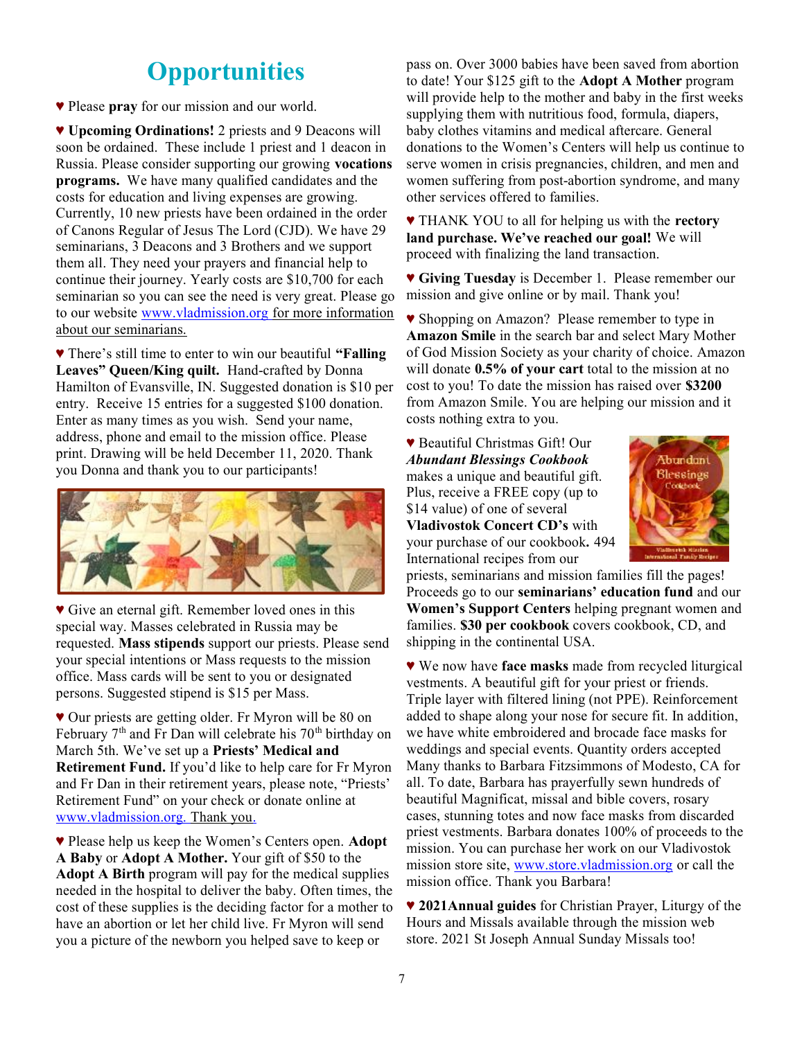# Opportunities

♥ Please **pray** for our mission and our world.

♥ **Upcoming Ordinations!** 2 priests and 9 Deacons will soon be ordained. These include 1 priest and 1 deacon in Russia. Please consider supporting our growing **vocations programs.** We have many qualified candidates and the costs for education and living expenses are growing. Currently, 10 new priests have been ordained in the order of Canons Regular of Jesus The Lord (CJD). We have 29 seminarians, 3 Deacons and 3 Brothers and we support them all. They need your prayers and financial help to continue their journey. Yearly costs are $10,700 for each seminarian so you can see the need is very great. Please go to our website www.vladmission.org for more information about our seminarians.

♥ There's still time to enter to win our beautiful **"Falling Leaves" Queen/King quilt.** Hand-crafted by Donna Hamilton of Evansville, IN. Suggested donation is $10 per entry. Receive 15 entries for a suggested $100 donation. Enter as many times as you wish. Send your name, address, phone and email to the mission office. Please print. Drawing will be held December 11, 2020. Thank you Donna and thank you to our participants!

♥ Give an eternal gift. Remember loved ones in this special way. Masses celebrated in Russia may be requested. **Mass stipends** support our priests. Please send your special intentions or Mass requests to the mission office. Mass cards will be sent to you or designated persons. Suggested stipend is $15 per Mass.

♥ Our priests are getting older. Fr Myron will be 80 on February 7th and Fr Dan will celebrate his 70th birthday on March 5th. We've set up a **Priests' Medical and Retirement Fund.** If you'd like to help care for Fr Myron and Fr Dan in their retirement years, please note, "Priests' Retirement Fund" on your check or donate online at www.vladmission.org. Thank you.

♥ Please help us keep the Women's Centers open. **Adopt A Baby** or **Adopt A Mother.** Your gift of $50 to the **Adopt A Birth** program will pay for the medical supplies needed in the hospital to deliver the baby. Often times, the cost of these supplies is the deciding factor for a mother to have an abortion or let her child live. Fr Myron will send you a picture of the newborn you helped save to keep or pass on. Over 3000 babies have been saved from abortion to date! Your $125 gift to the **Adopt A Mother** program will provide help to the mother and baby in the first weeks supplying them with nutritious food, formula, diapers, baby clothes vitamins and medical aftercare. General donations to the Women's Centers will help us continue to serve women in crisis pregnancies, children, and men and women suffering from post-abortion syndrome, and many other services offered to families.

♥ THANK YOU to all for helping us with the **rectory land purchase. We've reached our goal!** We will proceed with finalizing the land transaction.

♥ **Giving Tuesday** is December 1. Please remember our mission and give online or by mail. Thank you!

♥ Shopping on Amazon? Please remember to type in **Amazon Smile** in the search bar and select Mary Mother of God Mission Society as your charity of choice. Amazon will donate **0.5% of your cart** total to the mission at no cost to you! To date the mission has raised over **$3200** from Amazon Smile. You are helping our mission and it costs nothing extra to you.

♥ Beautiful Christmas Gift! Our ***Abundant Blessings Cookbook*** makes a unique and beautiful gift. Plus, receive a FREE copy (up to $14 value) of one of several **Vladivostok Concert CD's** with your purchase of our cookbook**.** 494 International recipes from our priests, seminarians and mission families fill the pages! Proceeds go to our **seminarians' education fund** and our **Women's Support Centers** helping pregnant women and families. **$30 per cookbook** covers cookbook, CD, and shipping in the continental USA.

♥ We now have **face masks** made from recycled liturgical vestments. A beautiful gift for your priest or friends. Triple layer with filtered lining (not PPE). Reinforcement added to shape along your nose for secure fit. In addition, we have white embroidered and brocade face masks for weddings and special events. Quantity orders accepted Many thanks to Barbara Fitzsimmons of Modesto, CA for all. To date, Barbara has prayerfully sewn hundreds of beautiful Magnificat, missal and bible covers, rosary cases, stunning totes and now face masks from discarded priest vestments. Barbara donates 100% of proceeds to the mission. You can purchase her work on our Vladivostok mission store site, www.store.vladmission.org or call the mission office. Thank you Barbara!

♥ **2021Annual guides** for Christian Prayer, Liturgy of the Hours and Missals available through the mission web store. 2021 St Joseph Annual Sunday Missals too!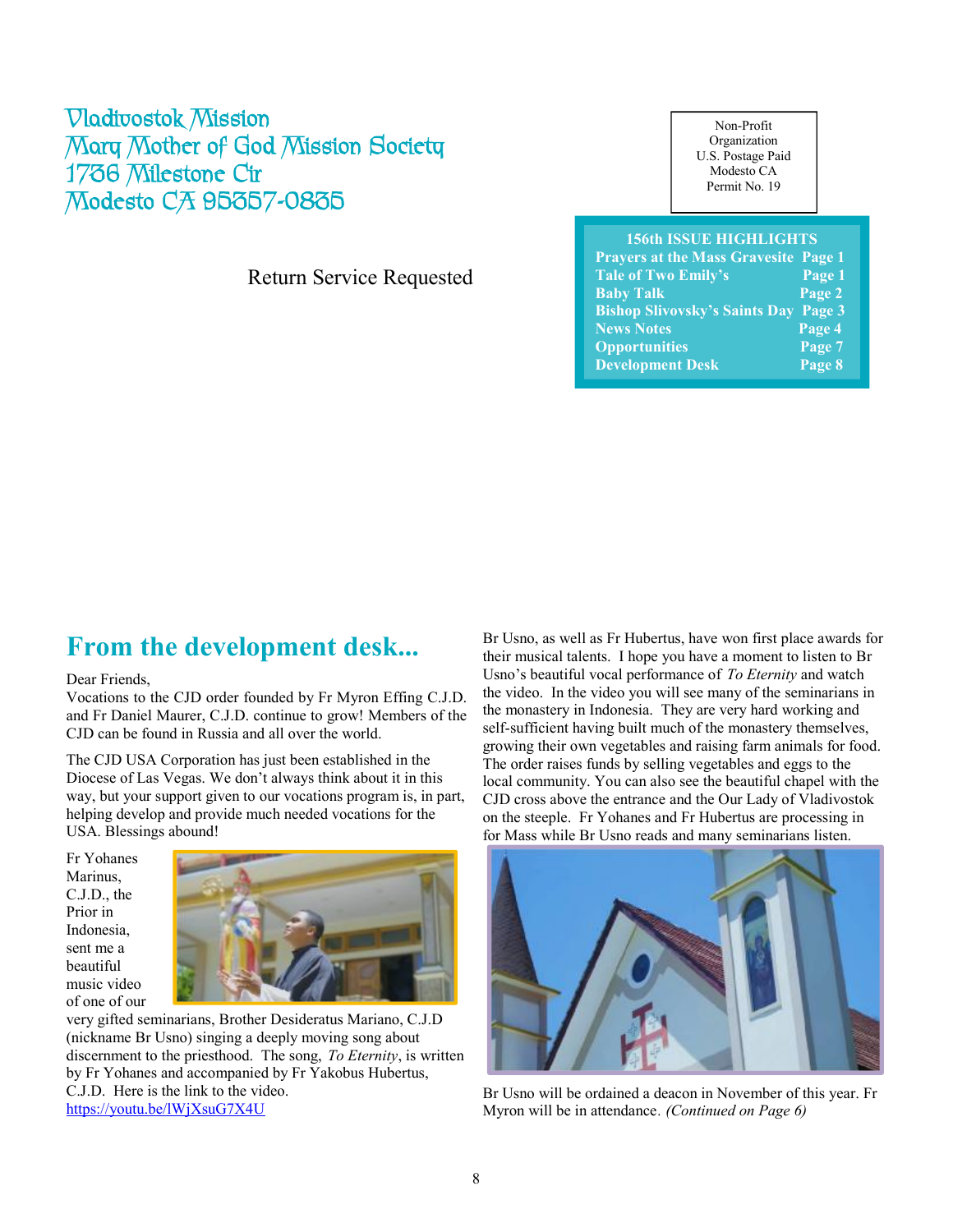Vladivostok Mission
Mary Mother of God Mission Society
1736 Milestone Cir
Modesto CA 95357-0835

Non-Profit
Organization
U.S. Postage Paid
Modesto CA
Permit No. 19

Return Service Requested

| 156th ISSUE HIGHLIGHTS | |
|---|---|
| Prayers at the Mass Gravesite | Page 1 |
| Tale of Two Emily's | Page 1 |
| Baby Talk | Page 2 |
| Bishop Slivovsky's Saints Day | Page 3 |
| News Notes | Page 4 |
| Opportunities | Page 7 |
| Development Desk | Page 8 |

## From the development desk...

Dear Friends,
Vocations to the CJD order founded by Fr Myron Effing C.J.D. and Fr Daniel Maurer, C.J.D. continue to grow! Members of the CJD can be found in Russia and all over the world.

The CJD USA Corporation has just been established in the Diocese of Las Vegas. We don't always think about it in this way, but your support given to our vocations program is, in part, helping develop and provide much needed vocations for the USA. Blessings abound!

Fr Yohanes Marinus, C.J.D., the Prior in Indonesia, sent me a beautiful music video of one of our very gifted seminarians, Brother Desideratus Mariano, C.J.D (nickname Br Usno) singing a deeply moving song about discernment to the priesthood. The song, *To Eternity*, is written by Fr Yohanes and accompanied by Fr Yakobus Hubertus, C.J.D. Here is the link to the video.
https://youtu.be/lWjXsuG7X4U

Br Usno, as well as Fr Hubertus, have won first place awards for their musical talents. I hope you have a moment to listen to Br Usno's beautiful vocal performance of *To Eternity* and watch the video. In the video you will see many of the seminarians in the monastery in Indonesia. They are very hard working and self-sufficient having built much of the monastery themselves, growing their own vegetables and raising farm animals for food. The order raises funds by selling vegetables and eggs to the local community. You can also see the beautiful chapel with the CJD cross above the entrance and the Our Lady of Vladivostok on the steeple. Fr Yohanes and Fr Hubertus are processing in for Mass while Br Usno reads and many seminarians listen.

Br Usno will be ordained a deacon in November of this year. Fr Myron will be in attendance. *(Continued on Page 6)*